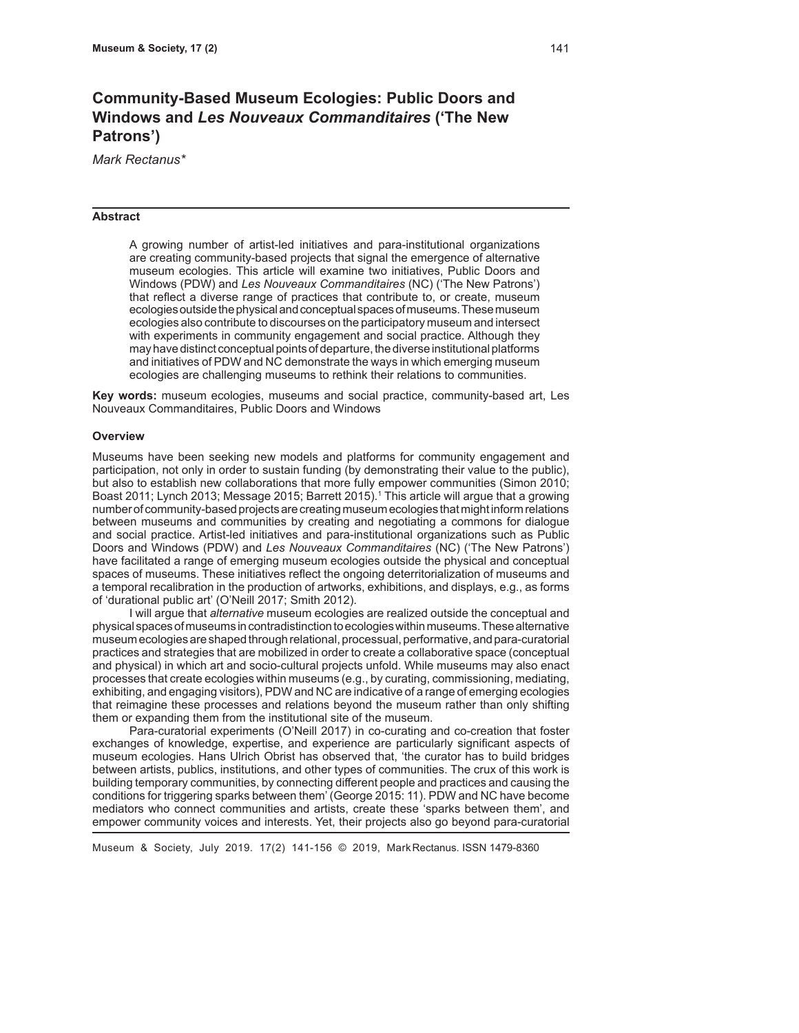# Community-Based Museum Ecologies: Public Doors and Windows and *Les Nouveaux Commanditaires* ('The New Patrons')

*Mark Rectanus\**

### Abstract

A growing number of artist-led initiatives and para-institutional organizations are creating community-based projects that signal the emergence of alternative museum ecologies. This article will examine two initiatives, Public Doors and Windows (PDW) and *Les Nouveaux Commanditaires* (NC) ('The New Patrons') that reflect a diverse range of practices that contribute to, or create, museum ecologies outside the physical and conceptual spaces of museums. These museum ecologies also contribute to discourses on the participatory museum and intersect with experiments in community engagement and social practice. Although they may have distinct conceptual points of departure, the diverse institutional platforms and initiatives of PDW and NC demonstrate the ways in which emerging museum ecologies are challenging museums to rethink their relations to communities.

**Key words:** museum ecologies, museums and social practice, community-based art, Les Nouveaux Commanditaires, Public Doors and Windows

### Overview

Museums have been seeking new models and platforms for community engagement and participation, not only in order to sustain funding (by demonstrating their value to the public), but also to establish new collaborations that more fully empower communities (Simon 2010; Boast 2011; Lynch 2013; Message 2015; Barrett 2015).[1] This article will argue that a growing number of community-based projects are creating museum ecologies that might inform relations between museums and communities by creating and negotiating a commons for dialogue and social practice. Artist-led initiatives and para-institutional organizations such as Public Doors and Windows (PDW) and *Les Nouveaux Commanditaires* (NC) ('The New Patrons') have facilitated a range of emerging museum ecologies outside the physical and conceptual spaces of museums. These initiatives reflect the ongoing deterritorialization of museums and a temporal recalibration in the production of artworks, exhibitions, and displays, e.g., as forms of 'durational public art' (O'Neill 2017; Smith 2012).

I will argue that *alternative* museum ecologies are realized outside the conceptual and physical spaces of museums in contradistinction to ecologies within museums. These alternative museum ecologies are shaped through relational, processual, performative, and para-curatorial practices and strategies that are mobilized in order to create a collaborative space (conceptual and physical) in which art and socio-cultural projects unfold. While museums may also enact processes that create ecologies within museums (e.g., by curating, commissioning, mediating, exhibiting, and engaging visitors), PDW and NC are indicative of a range of emerging ecologies that reimagine these processes and relations beyond the museum rather than only shifting them or expanding them from the institutional site of the museum.

Para-curatorial experiments (O'Neill 2017) in co-curating and co-creation that foster exchanges of knowledge, expertise, and experience are particularly significant aspects of museum ecologies. Hans Ulrich Obrist has observed that, 'the curator has to build bridges between artists, publics, institutions, and other types of communities. The crux of this work is building temporary communities, by connecting different people and practices and causing the conditions for triggering sparks between them' (George 2015: 11). PDW and NC have become mediators who connect communities and artists, create these 'sparks between them', and empower community voices and interests. Yet, their projects also go beyond para-curatorial

Museum & Society, July 2019. 17(2) 141-156 © 2019, Mark Rectanus. ISSN 1479-8360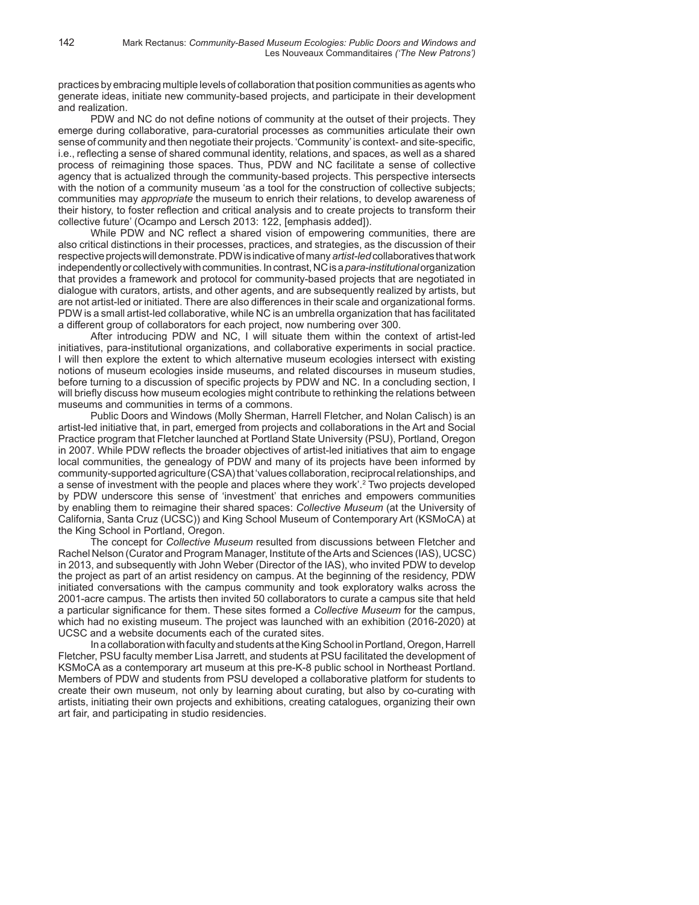practices by embracing multiple levels of collaboration that position communities as agents who generate ideas, initiate new community-based projects, and participate in their development and realization.

PDW and NC do not define notions of community at the outset of their projects. They emerge during collaborative, para-curatorial processes as communities articulate their own sense of community and then negotiate their projects. 'Community' is context- and site-specific, i.e., reflecting a sense of shared communal identity, relations, and spaces, as well as a shared process of reimagining those spaces. Thus, PDW and NC facilitate a sense of collective agency that is actualized through the community-based projects. This perspective intersects with the notion of a community museum 'as a tool for the construction of collective subjects; communities may *appropriate* the museum to enrich their relations, to develop awareness of their history, to foster reflection and critical analysis and to create projects to transform their collective future' (Ocampo and Lersch 2013: 122, [emphasis added]).

While PDW and NC reflect a shared vision of empowering communities, there are also critical distinctions in their processes, practices, and strategies, as the discussion of their respective projects will demonstrate. PDW is indicative of many *artist-led* collaboratives that work independently or collectively with communities. In contrast, NC is a *para-institutional* organization that provides a framework and protocol for community-based projects that are negotiated in dialogue with curators, artists, and other agents, and are subsequently realized by artists, but are not artist-led or initiated. There are also differences in their scale and organizational forms. PDW is a small artist-led collaborative, while NC is an umbrella organization that has facilitated a different group of collaborators for each project, now numbering over 300.

After introducing PDW and NC, I will situate them within the context of artist-led initiatives, para-institutional organizations, and collaborative experiments in social practice. I will then explore the extent to which alternative museum ecologies intersect with existing notions of museum ecologies inside museums, and related discourses in museum studies, before turning to a discussion of specific projects by PDW and NC. In a concluding section, I will briefly discuss how museum ecologies might contribute to rethinking the relations between museums and communities in terms of a commons.

Public Doors and Windows (Molly Sherman, Harrell Fletcher, and Nolan Calisch) is an artist-led initiative that, in part, emerged from projects and collaborations in the Art and Social Practice program that Fletcher launched at Portland State University (PSU), Portland, Oregon in 2007. While PDW reflects the broader objectives of artist-led initiatives that aim to engage local communities, the genealogy of PDW and many of its projects have been informed by community-supported agriculture (CSA) that 'values collaboration, reciprocal relationships, and a sense of investment with the people and places where they work'.[2] Two projects developed by PDW underscore this sense of 'investment' that enriches and empowers communities by enabling them to reimagine their shared spaces: *Collective Museum* (at the University of California, Santa Cruz (UCSC)) and King School Museum of Contemporary Art (KSMoCA) at the King School in Portland, Oregon.

The concept for *Collective Museum* resulted from discussions between Fletcher and Rachel Nelson (Curator and Program Manager, Institute of the Arts and Sciences (IAS), UCSC) in 2013, and subsequently with John Weber (Director of the IAS), who invited PDW to develop the project as part of an artist residency on campus. At the beginning of the residency, PDW initiated conversations with the campus community and took exploratory walks across the 2001-acre campus. The artists then invited 50 collaborators to curate a campus site that held a particular significance for them. These sites formed a *Collective Museum* for the campus, which had no existing museum. The project was launched with an exhibition (2016-2020) at UCSC and a website documents each of the curated sites.

In a collaboration with faculty and students at the King School in Portland, Oregon, Harrell Fletcher, PSU faculty member Lisa Jarrett, and students at PSU facilitated the development of KSMoCA as a contemporary art museum at this pre-K-8 public school in Northeast Portland. Members of PDW and students from PSU developed a collaborative platform for students to create their own museum, not only by learning about curating, but also by co-curating with artists, initiating their own projects and exhibitions, creating catalogues, organizing their own art fair, and participating in studio residencies.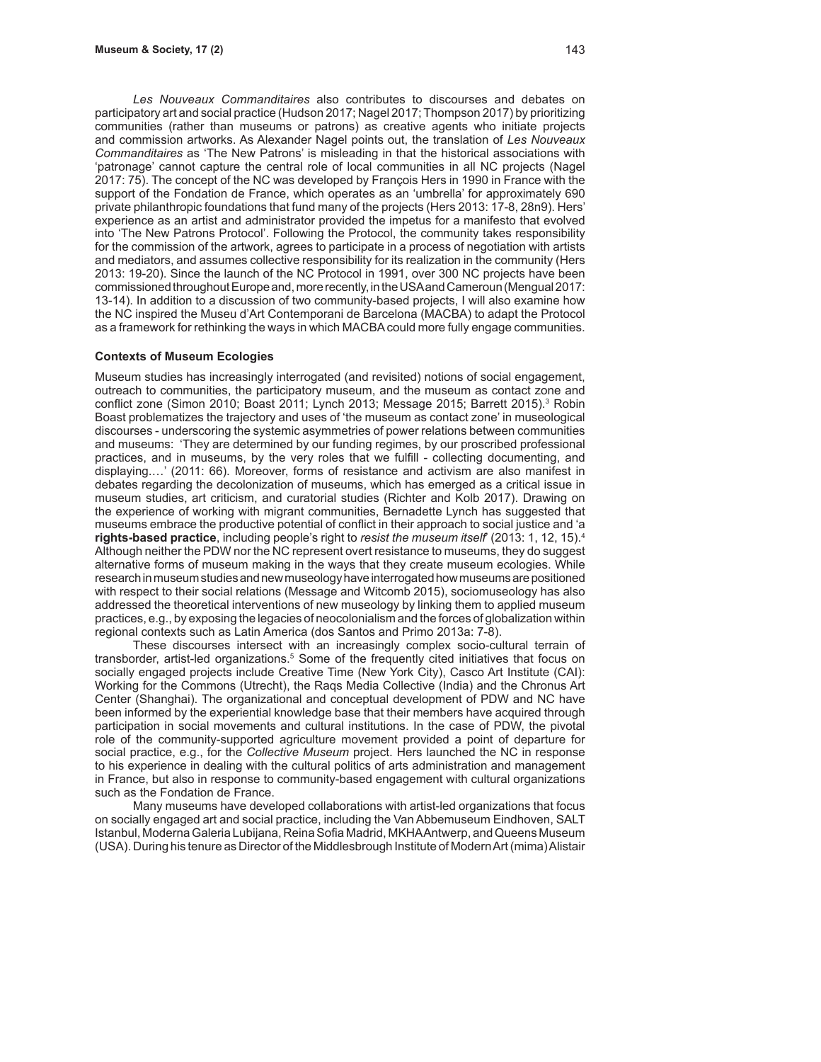*Les Nouveaux Commanditaires* also contributes to discourses and debates on participatory art and social practice (Hudson 2017; Nagel 2017; Thompson 2017) by prioritizing communities (rather than museums or patrons) as creative agents who initiate projects and commission artworks. As Alexander Nagel points out, the translation of *Les Nouveaux Commanditaires* as 'The New Patrons' is misleading in that the historical associations with 'patronage' cannot capture the central role of local communities in all NC projects (Nagel 2017: 75). The concept of the NC was developed by François Hers in 1990 in France with the support of the Fondation de France, which operates as an 'umbrella' for approximately 690 private philanthropic foundations that fund many of the projects (Hers 2013: 17-8, 28n9). Hers' experience as an artist and administrator provided the impetus for a manifesto that evolved into 'The New Patrons Protocol'. Following the Protocol, the community takes responsibility for the commission of the artwork, agrees to participate in a process of negotiation with artists and mediators, and assumes collective responsibility for its realization in the community (Hers 2013: 19-20). Since the launch of the NC Protocol in 1991, over 300 NC projects have been commissioned throughout Europe and, more recently, in the USA and Cameroun (Mengual 2017: 13-14). In addition to a discussion of two community-based projects, I will also examine how the NC inspired the Museu d'Art Contemporani de Barcelona (MACBA) to adapt the Protocol as a framework for rethinking the ways in which MACBA could more fully engage communities.

### Contexts of Museum Ecologies

Museum studies has increasingly interrogated (and revisited) notions of social engagement, outreach to communities, the participatory museum, and the museum as contact zone and conflict zone (Simon 2010; Boast 2011; Lynch 2013; Message 2015; Barrett 2015).[3] Robin Boast problematizes the trajectory and uses of 'the museum as contact zone' in museological discourses - underscoring the systemic asymmetries of power relations between communities and museums: 'They are determined by our funding regimes, by our proscribed professional practices, and in museums, by the very roles that we fulfill - collecting documenting, and displaying.…' (2011: 66). Moreover, forms of resistance and activism are also manifest in debates regarding the decolonization of museums, which has emerged as a critical issue in museum studies, art criticism, and curatorial studies (Richter and Kolb 2017). Drawing on the experience of working with migrant communities, Bernadette Lynch has suggested that museums embrace the productive potential of conflict in their approach to social justice and 'a **rights-based practice**, including people's right to *resist the museum itself*' (2013: 1, 12, 15).[4] Although neither the PDW nor the NC represent overt resistance to museums, they do suggest alternative forms of museum making in the ways that they create museum ecologies. While research in museum studies and new museology have interrogated how museums are positioned with respect to their social relations (Message and Witcomb 2015), sociomuseology has also addressed the theoretical interventions of new museology by linking them to applied museum practices, e.g., by exposing the legacies of neocolonialism and the forces of globalization within regional contexts such as Latin America (dos Santos and Primo 2013a: 7-8).

These discourses intersect with an increasingly complex socio-cultural terrain of transborder, artist-led organizations.[5] Some of the frequently cited initiatives that focus on socially engaged projects include Creative Time (New York City), Casco Art Institute (CAI): Working for the Commons (Utrecht), the Raqs Media Collective (India) and the Chronus Art Center (Shanghai). The organizational and conceptual development of PDW and NC have been informed by the experiential knowledge base that their members have acquired through participation in social movements and cultural institutions. In the case of PDW, the pivotal role of the community-supported agriculture movement provided a point of departure for social practice, e.g., for the *Collective Museum* project. Hers launched the NC in response to his experience in dealing with the cultural politics of arts administration and management in France, but also in response to community-based engagement with cultural organizations such as the Fondation de France.

Many museums have developed collaborations with artist-led organizations that focus on socially engaged art and social practice, including the Van Abbemuseum Eindhoven, SALT Istanbul, Moderna Galeria Lubljana, Reina Sofia Madrid, MKHA Antwerp, and Queens Museum (USA). During his tenure as Director of the Middlesbrough Institute of Modern Art (mima) Alistair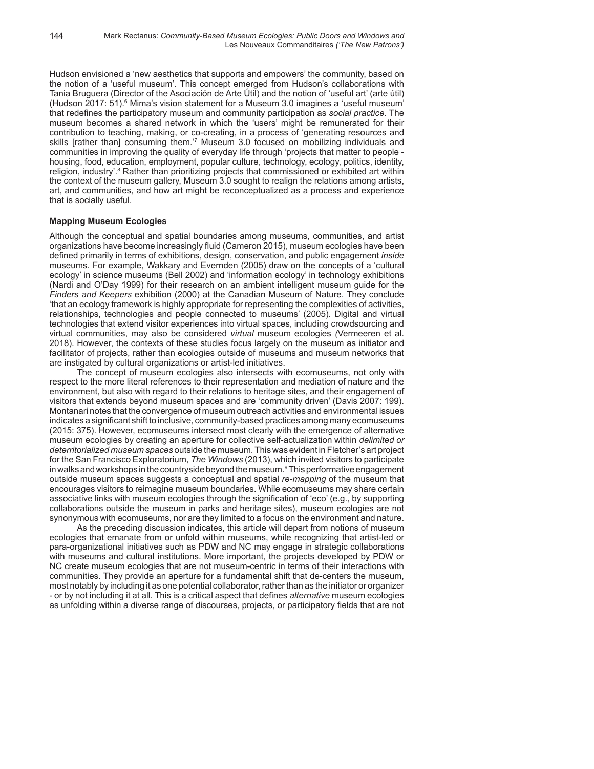Hudson envisioned a 'new aesthetics that supports and empowers' the community, based on the notion of a 'useful museum'. This concept emerged from Hudson's collaborations with Tania Bruguera (Director of the Asociación de Arte Útil) and the notion of 'useful art' (arte útil) (Hudson 2017: 51).[6] Mima's vision statement for a Museum 3.0 imagines a 'useful museum' that redefines the participatory museum and community participation as *social practice*. The museum becomes a shared network in which the 'users' might be remunerated for their contribution to teaching, making, or co-creating, in a process of 'generating resources and skills [rather than] consuming them.'[7] Museum 3.0 focused on mobilizing individuals and communities in improving the quality of everyday life through 'projects that matter to people - housing, food, education, employment, popular culture, technology, ecology, politics, identity, religion, industry'.[8] Rather than prioritizing projects that commissioned or exhibited art within the context of the museum gallery, Museum 3.0 sought to realign the relations among artists, art, and communities, and how art might be reconceptualized as a process and experience that is socially useful.

**Mapping Museum Ecologies**

Although the conceptual and spatial boundaries among museums, communities, and artist organizations have become increasingly fluid (Cameron 2015), museum ecologies have been defined primarily in terms of exhibitions, design, conservation, and public engagement *inside* museums. For example, Wakkary and Evernden (2005) draw on the concepts of a 'cultural ecology' in science museums (Bell 2002) and 'information ecology' in technology exhibitions (Nardi and O'Day 1999) for their research on an ambient intelligent museum guide for the *Finders and Keepers* exhibition (2000) at the Canadian Museum of Nature. They conclude 'that an ecology framework is highly appropriate for representing the complexities of activities, relationships, technologies and people connected to museums' (2005). Digital and virtual technologies that extend visitor experiences into virtual spaces, including crowdsourcing and virtual communities, may also be considered *virtual* museum ecologies (Vermeeren et al. 2018). However, the contexts of these studies focus largely on the museum as initiator and facilitator of projects, rather than ecologies outside of museums and museum networks that are instigated by cultural organizations or artist-led initiatives.

The concept of museum ecologies also intersects with ecomuseums, not only with respect to the more literal references to their representation and mediation of nature and the environment, but also with regard to their relations to heritage sites, and their engagement of visitors that extends beyond museum spaces and are 'community driven' (Davis 2007: 199). Montanari notes that the convergence of museum outreach activities and environmental issues indicates a significant shift to inclusive, community-based practices among many ecomuseums (2015: 375). However, ecomuseums intersect most clearly with the emergence of alternative museum ecologies by creating an aperture for collective self-actualization within *delimited or deterritorialized museum spaces* outside the museum. This was evident in Fletcher's art project for the San Francisco Exploratorium, *The Windows* (2013), which invited visitors to participate in walks and workshops in the countryside beyond the museum.[9] This performative engagement outside museum spaces suggests a conceptual and spatial *re-mapping* of the museum that encourages visitors to reimagine museum boundaries. While ecomuseums may share certain associative links with museum ecologies through the signification of 'eco' (e.g., by supporting collaborations outside the museum in parks and heritage sites), museum ecologies are not synonymous with ecomuseums, nor are they limited to a focus on the environment and nature.

As the preceding discussion indicates, this article will depart from notions of museum ecologies that emanate from or unfold within museums, while recognizing that artist-led or para-organizational initiatives such as PDW and NC may engage in strategic collaborations with museums and cultural institutions. More important, the projects developed by PDW or NC create museum ecologies that are not museum-centric in terms of their interactions with communities. They provide an aperture for a fundamental shift that de-centers the museum, most notably by including it as one potential collaborator, rather than as the initiator or organizer - or by not including it at all. This is a critical aspect that defines *alternative* museum ecologies as unfolding within a diverse range of discourses, projects, or participatory fields that are not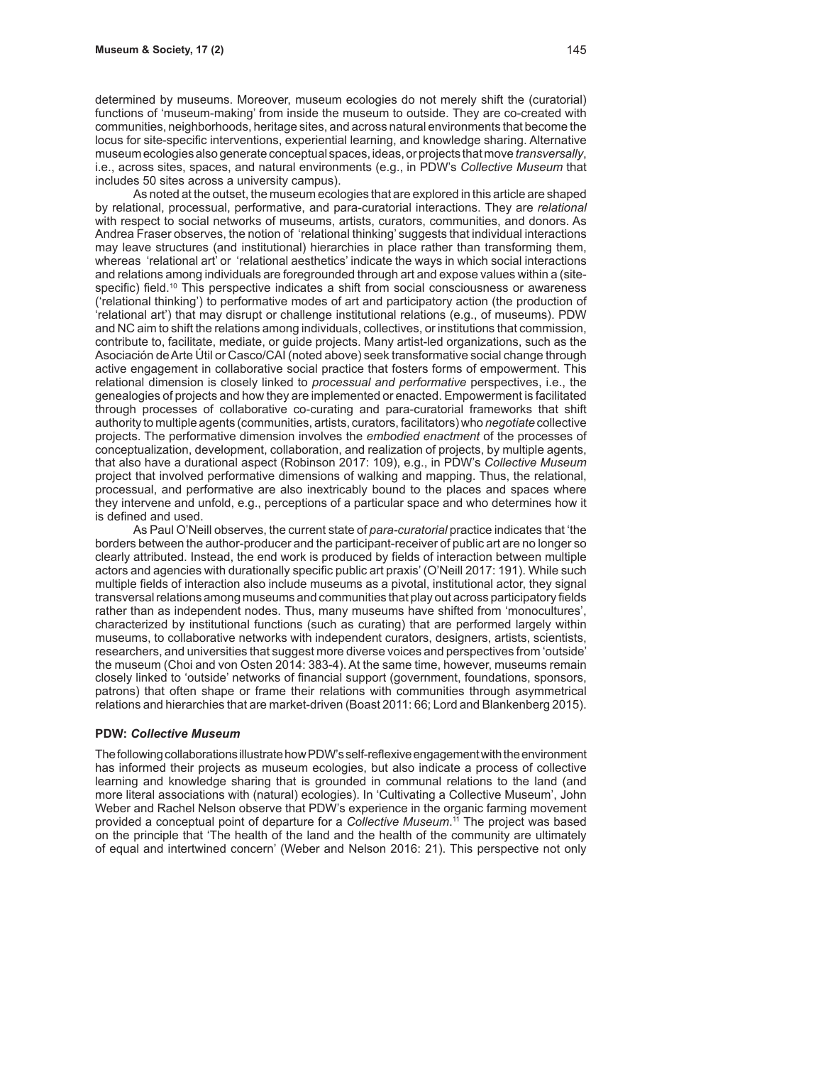determined by museums. Moreover, museum ecologies do not merely shift the (curatorial) functions of 'museum-making' from inside the museum to outside. They are co-created with communities, neighborhoods, heritage sites, and across natural environments that become the locus for site-specific interventions, experiential learning, and knowledge sharing. Alternative museum ecologies also generate conceptual spaces, ideas, or projects that move *transversally*, i.e., across sites, spaces, and natural environments (e.g., in PDW's *Collective Museum* that includes 50 sites across a university campus).

As noted at the outset, the museum ecologies that are explored in this article are shaped by relational, processual, performative, and para-curatorial interactions. They are *relational* with respect to social networks of museums, artists, curators, communities, and donors. As Andrea Fraser observes, the notion of 'relational thinking' suggests that individual interactions may leave structures (and institutional) hierarchies in place rather than transforming them, whereas 'relational art' or 'relational aesthetics' indicate the ways in which social interactions and relations among individuals are foregrounded through art and expose values within a (site-specific) field.[10] This perspective indicates a shift from social consciousness or awareness ('relational thinking') to performative modes of art and participatory action (the production of 'relational art') that may disrupt or challenge institutional relations (e.g., of museums). PDW and NC aim to shift the relations among individuals, collectives, or institutions that commission, contribute to, facilitate, mediate, or guide projects. Many artist-led organizations, such as the Asociación de Arte Útil or Casco/CAI (noted above) seek transformative social change through active engagement in collaborative social practice that fosters forms of empowerment. This relational dimension is closely linked to *processual and performative* perspectives, i.e., the genealogies of projects and how they are implemented or enacted. Empowerment is facilitated through processes of collaborative co-curating and para-curatorial frameworks that shift authority to multiple agents (communities, artists, curators, facilitators) who *negotiate* collective projects. The performative dimension involves the *embodied enactment* of the processes of conceptualization, development, collaboration, and realization of projects, by multiple agents, that also have a durational aspect (Robinson 2017: 109), e.g., in PDW's *Collective Museum* project that involved performative dimensions of walking and mapping. Thus, the relational, processual, and performative are also inextricably bound to the places and spaces where they intervene and unfold, e.g., perceptions of a particular space and who determines how it is defined and used.

As Paul O'Neill observes, the current state of *para-curatorial* practice indicates that 'the borders between the author-producer and the participant-receiver of public art are no longer so clearly attributed. Instead, the end work is produced by fields of interaction between multiple actors and agencies with durationally specific public art praxis' (O'Neill 2017: 191). While such multiple fields of interaction also include museums as a pivotal, institutional actor, they signal transversal relations among museums and communities that play out across participatory fields rather than as independent nodes. Thus, many museums have shifted from 'monocultures', characterized by institutional functions (such as curating) that are performed largely within museums, to collaborative networks with independent curators, designers, artists, scientists, researchers, and universities that suggest more diverse voices and perspectives from 'outside' the museum (Choi and von Osten 2014: 383-4). At the same time, however, museums remain closely linked to 'outside' networks of financial support (government, foundations, sponsors, patrons) that often shape or frame their relations with communities through asymmetrical relations and hierarchies that are market-driven (Boast 2011: 66; Lord and Blankenberg 2015).

### PDW: *Collective Museum*

The following collaborations illustrate how PDW's self-reflexive engagement with the environment has informed their projects as museum ecologies, but also indicate a process of collective learning and knowledge sharing that is grounded in communal relations to the land (and more literal associations with (natural) ecologies). In 'Cultivating a Collective Museum', John Weber and Rachel Nelson observe that PDW's experience in the organic farming movement provided a conceptual point of departure for a *Collective Museum*.[11] The project was based on the principle that 'The health of the land and the health of the community are ultimately of equal and intertwined concern' (Weber and Nelson 2016: 21). This perspective not only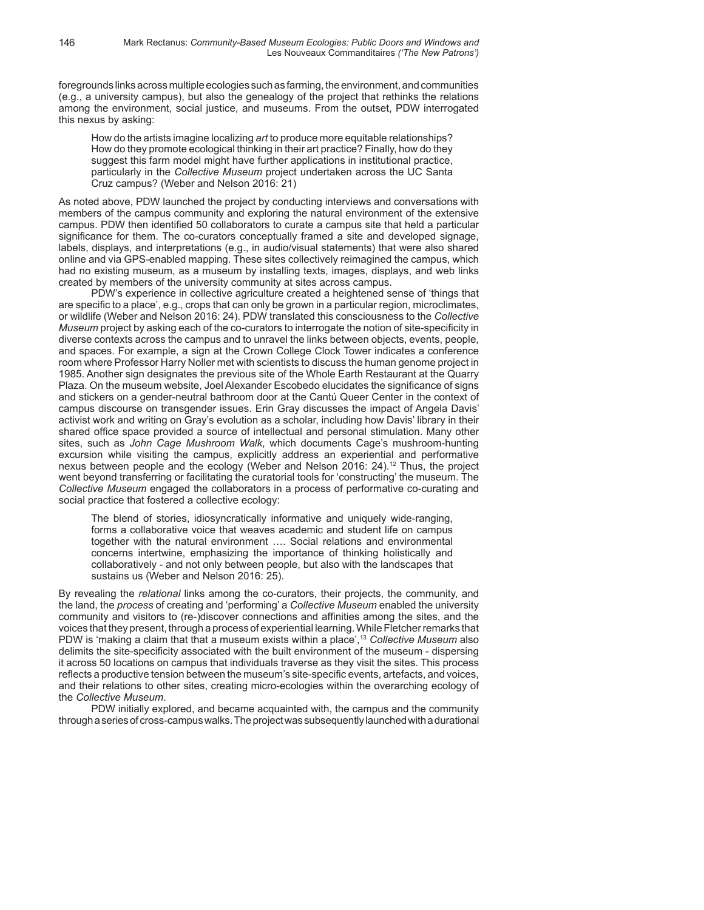foregrounds links across multiple ecologies such as farming, the environment, and communities (e.g., a university campus), but also the genealogy of the project that rethinks the relations among the environment, social justice, and museums. From the outset, PDW interrogated this nexus by asking:

> How do the artists imagine localizing *art* to produce more equitable relationships? How do they promote ecological thinking in their art practice? Finally, how do they suggest this farm model might have further applications in institutional practice, particularly in the *Collective Museum* project undertaken across the UC Santa Cruz campus? (Weber and Nelson 2016: 21)

As noted above, PDW launched the project by conducting interviews and conversations with members of the campus community and exploring the natural environment of the extensive campus. PDW then identified 50 collaborators to curate a campus site that held a particular significance for them. The co-curators conceptually framed a site and developed signage, labels, displays, and interpretations (e.g., in audio/visual statements) that were also shared online and via GPS-enabled mapping. These sites collectively reimagined the campus, which had no existing museum, as a museum by installing texts, images, displays, and web links created by members of the university community at sites across campus.

PDW's experience in collective agriculture created a heightened sense of 'things that are specific to a place', e.g., crops that can only be grown in a particular region, microclimates, or wildlife (Weber and Nelson 2016: 24). PDW translated this consciousness to the *Collective Museum* project by asking each of the co-curators to interrogate the notion of site-specificity in diverse contexts across the campus and to unravel the links between objects, events, people, and spaces. For example, a sign at the Crown College Clock Tower indicates a conference room where Professor Harry Noller met with scientists to discuss the human genome project in 1985. Another sign designates the previous site of the Whole Earth Restaurant at the Quarry Plaza. On the museum website, Joel Alexander Escobedo elucidates the significance of signs and stickers on a gender-neutral bathroom door at the Cantú Queer Center in the context of campus discourse on transgender issues. Erin Gray discusses the impact of Angela Davis' activist work and writing on Gray's evolution as a scholar, including how Davis' library in their shared office space provided a source of intellectual and personal stimulation. Many other sites, such as *John Cage Mushroom Walk*, which documents Cage's mushroom-hunting excursion while visiting the campus, explicitly address an experiential and performative nexus between people and the ecology (Weber and Nelson 2016: 24).[12] Thus, the project went beyond transferring or facilitating the curatorial tools for 'constructing' the museum. The *Collective Museum* engaged the collaborators in a process of performative co-curating and social practice that fostered a collective ecology:

> The blend of stories, idiosyncratically informative and uniquely wide-ranging, forms a collaborative voice that weaves academic and student life on campus together with the natural environment …. Social relations and environmental concerns intertwine, emphasizing the importance of thinking holistically and collaboratively - and not only between people, but also with the landscapes that sustains us (Weber and Nelson 2016: 25).

By revealing the *relational* links among the co-curators, their projects, the community, and the land, the *process* of creating and 'performing' a *Collective Museum* enabled the university community and visitors to (re-)discover connections and affinities among the sites, and the voices that they present, through a process of experiential learning. While Fletcher remarks that PDW is 'making a claim that that a museum exists within a place',[13] *Collective Museum* also delimits the site-specificity associated with the built environment of the museum - dispersing it across 50 locations on campus that individuals traverse as they visit the sites. This process reflects a productive tension between the museum's site-specific events, artefacts, and voices, and their relations to other sites, creating micro-ecologies within the overarching ecology of the *Collective Museum*.

PDW initially explored, and became acquainted with, the campus and the community through a series of cross-campus walks. The project was subsequently launched with a durational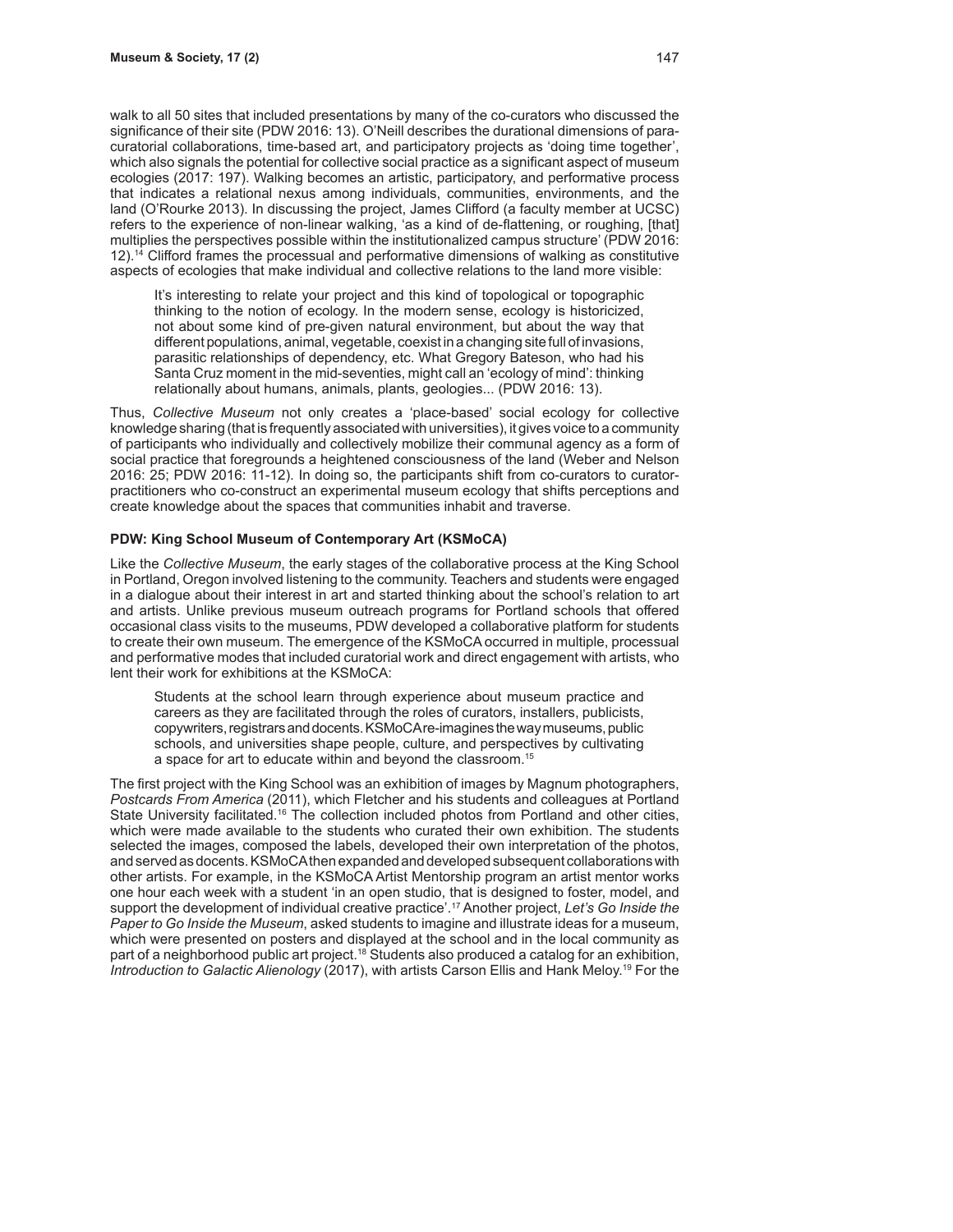walk to all 50 sites that included presentations by many of the co-curators who discussed the significance of their site (PDW 2016: 13). O'Neill describes the durational dimensions of para-curatorial collaborations, time-based art, and participatory projects as 'doing time together', which also signals the potential for collective social practice as a significant aspect of museum ecologies (2017: 197). Walking becomes an artistic, participatory, and performative process that indicates a relational nexus among individuals, communities, environments, and the land (O'Rourke 2013). In discussing the project, James Clifford (a faculty member at UCSC) refers to the experience of non-linear walking, 'as a kind of de-flattening, or roughing, [that] multiplies the perspectives possible within the institutionalized campus structure' (PDW 2016: 12).[14] Clifford frames the processual and performative dimensions of walking as constitutive aspects of ecologies that make individual and collective relations to the land more visible:

> It's interesting to relate your project and this kind of topological or topographic thinking to the notion of ecology. In the modern sense, ecology is historicized, not about some kind of pre-given natural environment, but about the way that different populations, animal, vegetable, coexist in a changing site full of invasions, parasitic relationships of dependency, etc. What Gregory Bateson, who had his Santa Cruz moment in the mid-seventies, might call an 'ecology of mind': thinking relationally about humans, animals, plants, geologies... (PDW 2016: 13).

Thus, *Collective Museum* not only creates a 'place-based' social ecology for collective knowledge sharing (that is frequently associated with universities), it gives voice to a community of participants who individually and collectively mobilize their communal agency as a form of social practice that foregrounds a heightened consciousness of the land (Weber and Nelson 2016: 25; PDW 2016: 11-12). In doing so, the participants shift from co-curators to curator-practitioners who co-construct an experimental museum ecology that shifts perceptions and create knowledge about the spaces that communities inhabit and traverse.

### PDW: King School Museum of Contemporary Art (KSMoCA)

Like the *Collective Museum*, the early stages of the collaborative process at the King School in Portland, Oregon involved listening to the community. Teachers and students were engaged in a dialogue about their interest in art and started thinking about the school's relation to art and artists. Unlike previous museum outreach programs for Portland schools that offered occasional class visits to the museums, PDW developed a collaborative platform for students to create their own museum. The emergence of the KSMoCA occurred in multiple, processual and performative modes that included curatorial work and direct engagement with artists, who lent their work for exhibitions at the KSMoCA:

> Students at the school learn through experience about museum practice and careers as they are facilitated through the roles of curators, installers, publicists, copywriters, registrars and docents. KSMoCA re-imagines the way museums, public schools, and universities shape people, culture, and perspectives by cultivating a space for art to educate within and beyond the classroom.[15]

The first project with the King School was an exhibition of images by Magnum photographers, *Postcards From America* (2011), which Fletcher and his students and colleagues at Portland State University facilitated.[16] The collection included photos from Portland and other cities, which were made available to the students who curated their own exhibition. The students selected the images, composed the labels, developed their own interpretation of the photos, and served as docents. KSMoCA then expanded and developed subsequent collaborations with other artists. For example, in the KSMoCA Artist Mentorship program an artist mentor works one hour each week with a student 'in an open studio, that is designed to foster, model, and support the development of individual creative practice'.[17] Another project, *Let's Go Inside the Paper to Go Inside the Museum*, asked students to imagine and illustrate ideas for a museum, which were presented on posters and displayed at the school and in the local community as part of a neighborhood public art project.[18] Students also produced a catalog for an exhibition, *Introduction to Galactic Alienology* (2017), with artists Carson Ellis and Hank Meloy.[19] For the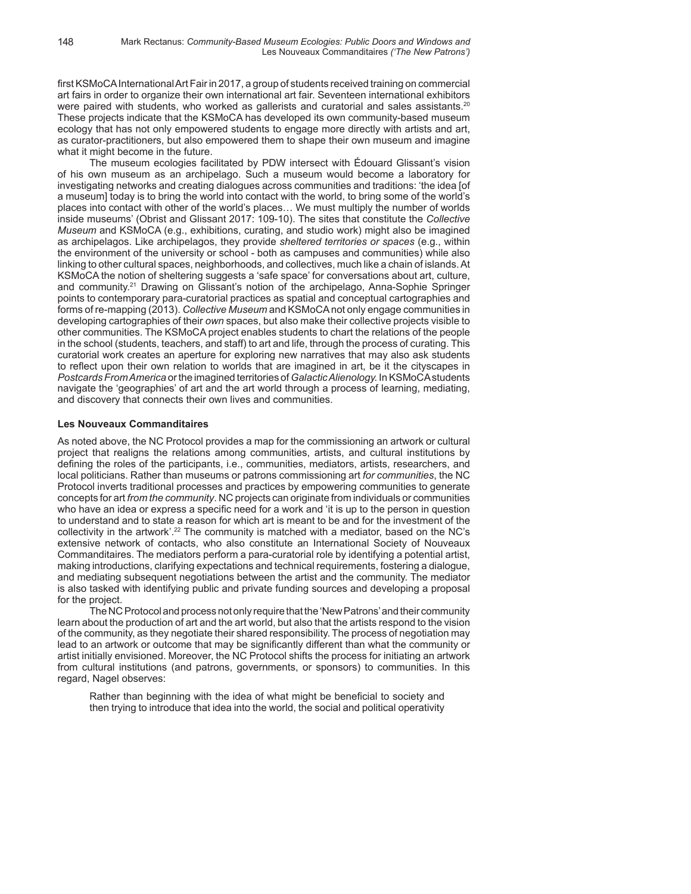first KSMoCA International Art Fair in 2017, a group of students received training on commercial art fairs in order to organize their own international art fair. Seventeen international exhibitors were paired with students, who worked as gallerists and curatorial and sales assistants.[20] These projects indicate that the KSMoCA has developed its own community-based museum ecology that has not only empowered students to engage more directly with artists and art, as curator-practitioners, but also empowered them to shape their own museum and imagine what it might become in the future.

The museum ecologies facilitated by PDW intersect with Édouard Glissant's vision of his own museum as an archipelago. Such a museum would become a laboratory for investigating networks and creating dialogues across communities and traditions: 'the idea [of a museum] today is to bring the world into contact with the world, to bring some of the world's places into contact with other of the world's places… We must multiply the number of worlds inside museums' (Obrist and Glissant 2017: 109-10). The sites that constitute the *Collective Museum* and KSMoCA (e.g., exhibitions, curating, and studio work) might also be imagined as archipelagos. Like archipelagos, they provide *sheltered territories or spaces* (e.g., within the environment of the university or school - both as campuses and communities) while also linking to other cultural spaces, neighborhoods, and collectives, much like a chain of islands. At KSMoCA the notion of sheltering suggests a 'safe space' for conversations about art, culture, and community.[21] Drawing on Glissant's notion of the archipelago, Anna-Sophie Springer points to contemporary para-curatorial practices as spatial and conceptual cartographies and forms of re-mapping (2013). *Collective Museum* and KSMoCA not only engage communities in developing cartographies of their *own* spaces, but also make their collective projects visible to other communities. The KSMoCA project enables students to chart the relations of the people in the school (students, teachers, and staff) to art and life, through the process of curating. This curatorial work creates an aperture for exploring new narratives that may also ask students to reflect upon their own relation to worlds that are imagined in art, be it the cityscapes in *Postcards From America* or the imagined territories of *Galactic Alienology.* In KSMoCA students navigate the 'geographies' of art and the art world through a process of learning, mediating, and discovery that connects their own lives and communities.

### Les Nouveaux Commanditaires

As noted above, the NC Protocol provides a map for the commissioning an artwork or cultural project that realigns the relations among communities, artists, and cultural institutions by defining the roles of the participants, i.e., communities, mediators, artists, researchers, and local politicians. Rather than museums or patrons commissioning art *for communities*, the NC Protocol inverts traditional processes and practices by empowering communities to generate concepts for art *from the community*. NC projects can originate from individuals or communities who have an idea or express a specific need for a work and 'it is up to the person in question to understand and to state a reason for which art is meant to be and for the investment of the collectivity in the artwork'.[22] The community is matched with a mediator, based on the NC's extensive network of contacts, who also constitute an International Society of Nouveaux Commanditaires. The mediators perform a para-curatorial role by identifying a potential artist, making introductions, clarifying expectations and technical requirements, fostering a dialogue, and mediating subsequent negotiations between the artist and the community. The mediator is also tasked with identifying public and private funding sources and developing a proposal for the project.

The NC Protocol and process not only require that the 'New Patrons' and their community learn about the production of art and the art world, but also that the artists respond to the vision of the community, as they negotiate their shared responsibility. The process of negotiation may lead to an artwork or outcome that may be significantly different than what the community or artist initially envisioned. Moreover, the NC Protocol shifts the process for initiating an artwork from cultural institutions (and patrons, governments, or sponsors) to communities. In this regard, Nagel observes:

> Rather than beginning with the idea of what might be beneficial to society and then trying to introduce that idea into the world, the social and political operativity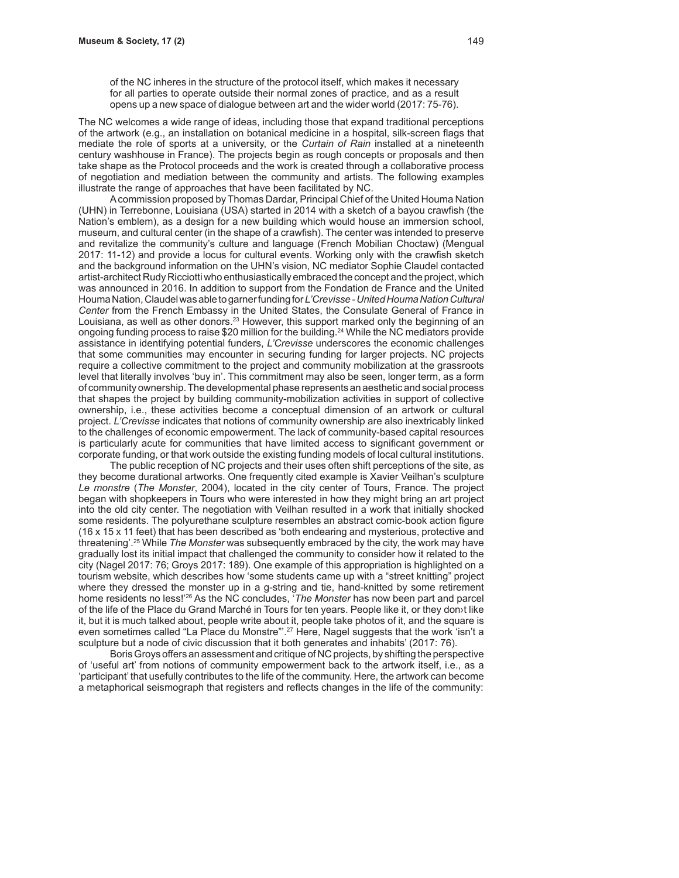> of the NC inheres in the structure of the protocol itself, which makes it necessary for all parties to operate outside their normal zones of practice, and as a result opens up a new space of dialogue between art and the wider world (2017: 75-76).

The NC welcomes a wide range of ideas, including those that expand traditional perceptions of the artwork (e.g., an installation on botanical medicine in a hospital, silk-screen flags that mediate the role of sports at a university, or the *Curtain of Rain* installed at a nineteenth century washhouse in France). The projects begin as rough concepts or proposals and then take shape as the Protocol proceeds and the work is created through a collaborative process of negotiation and mediation between the community and artists. The following examples illustrate the range of approaches that have been facilitated by NC.

A commission proposed by Thomas Dardar, Principal Chief of the United Houma Nation (UHN) in Terrebonne, Louisiana (USA) started in 2014 with a sketch of a bayou crawfish (the Nation's emblem), as a design for a new building which would house an immersion school, museum, and cultural center (in the shape of a crawfish). The center was intended to preserve and revitalize the community's culture and language (French Mobilian Choctaw) (Mengual 2017: 11-12) and provide a locus for cultural events. Working only with the crawfish sketch and the background information on the UHN's vision, NC mediator Sophie Claudel contacted artist-architect Rudy Ricciotti who enthusiastically embraced the concept and the project, which was announced in 2016. In addition to support from the Fondation de France and the United Houma Nation, Claudel was able to garner funding for *L'Crevisse - United Houma Nation Cultural Center* from the French Embassy in the United States, the Consulate General of France in Louisiana, as well as other donors.[23] However, this support marked only the beginning of an ongoing funding process to raise $20 million for the building.[24] While the NC mediators provide assistance in identifying potential funders, *L'Crevisse* underscores the economic challenges that some communities may encounter in securing funding for larger projects. NC projects require a collective commitment to the project and community mobilization at the grassroots level that literally involves 'buy in'. This commitment may also be seen, longer term, as a form of community ownership. The developmental phase represents an aesthetic and social process that shapes the project by building community-mobilization activities in support of collective ownership, i.e., these activities become a conceptual dimension of an artwork or cultural project. *L'Crevisse* indicates that notions of community ownership are also inextricably linked to the challenges of economic empowerment. The lack of community-based capital resources is particularly acute for communities that have limited access to significant government or corporate funding, or that work outside the existing funding models of local cultural institutions.

The public reception of NC projects and their uses often shift perceptions of the site, as they become durational artworks. One frequently cited example is Xavier Veilhan's sculpture *Le monstre* (*The Monster*, 2004), located in the city center of Tours, France. The project began with shopkeepers in Tours who were interested in how they might bring an art project into the old city center. The negotiation with Veilhan resulted in a work that initially shocked some residents. The polyurethane sculpture resembles an abstract comic-book action figure (16 x 15 x 11 feet) that has been described as 'both endearing and mysterious, protective and threatening'.[25] While *The Monster* was subsequently embraced by the city, the work may have gradually lost its initial impact that challenged the community to consider how it related to the city (Nagel 2017: 76; Groys 2017: 189). One example of this appropriation is highlighted on a tourism website, which describes how 'some students came up with a "street knitting" project where they dressed the monster up in a g-string and tie, hand-knitted by some retirement home residents no less!'[26] As the NC concludes, '*The Monster* has now been part and parcel of the life of the Place du Grand Marché in Tours for ten years. People like it, or they don›t like it, but it is much talked about, people write about it, people take photos of it, and the square is even sometimes called "La Place du Monstre"'.[27] Here, Nagel suggests that the work 'isn't a sculpture but a node of civic discussion that it both generates and inhabits' (2017: 76).

Boris Groys offers an assessment and critique of NC projects, by shifting the perspective of 'useful art' from notions of community empowerment back to the artwork itself, i.e., as a 'participant' that usefully contributes to the life of the community. Here, the artwork can become a metaphorical seismograph that registers and reflects changes in the life of the community: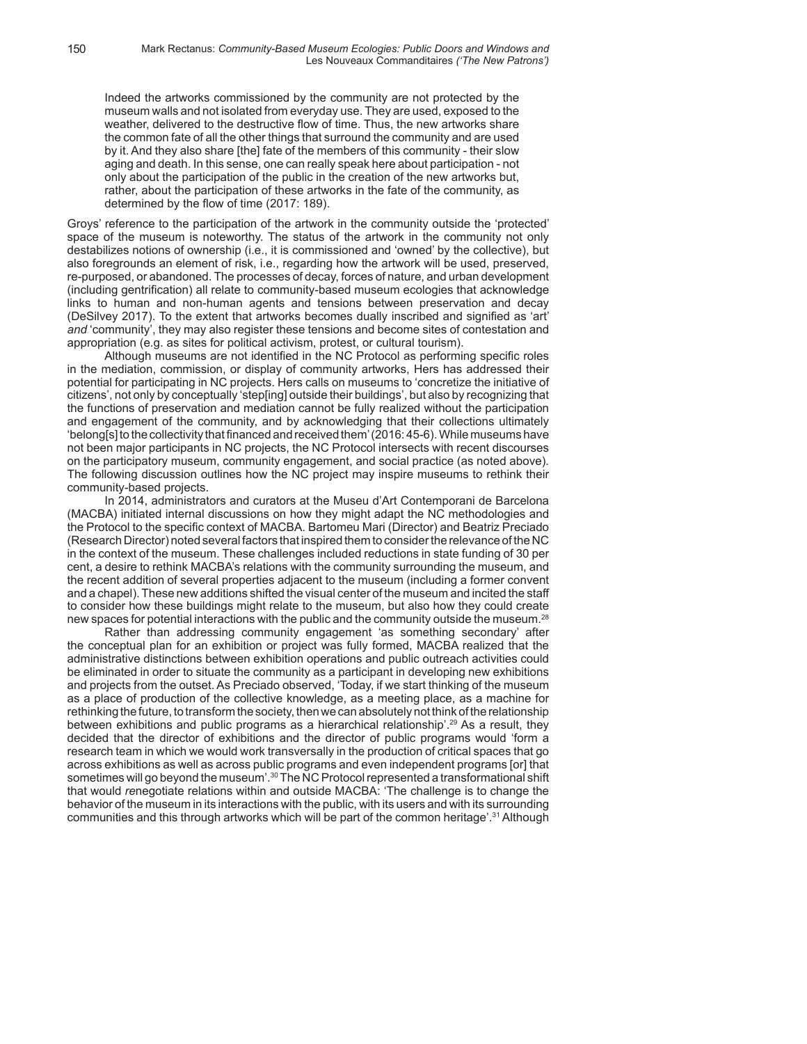> Indeed the artworks commissioned by the community are not protected by the museum walls and not isolated from everyday use. They are used, exposed to the weather, delivered to the destructive flow of time. Thus, the new artworks share the common fate of all the other things that surround the community and are used by it. And they also share [the] fate of the members of this community - their slow aging and death. In this sense, one can really speak here about participation - not only about the participation of the public in the creation of the new artworks but, rather, about the participation of these artworks in the fate of the community, as determined by the flow of time (2017: 189).

Groys' reference to the participation of the artwork in the community outside the 'protected' space of the museum is noteworthy. The status of the artwork in the community not only destabilizes notions of ownership (i.e., it is commissioned and 'owned' by the collective), but also foregrounds an element of risk, i.e., regarding how the artwork will be used, preserved, re-purposed, or abandoned. The processes of decay, forces of nature, and urban development (including gentrification) all relate to community-based museum ecologies that acknowledge links to human and non-human agents and tensions between preservation and decay (DeSilvey 2017). To the extent that artworks becomes dually inscribed and signified as 'art' *and* 'community', they may also register these tensions and become sites of contestation and appropriation (e.g. as sites for political activism, protest, or cultural tourism).

Although museums are not identified in the NC Protocol as performing specific roles in the mediation, commission, or display of community artworks, Hers has addressed their potential for participating in NC projects. Hers calls on museums to 'concretize the initiative of citizens', not only by conceptually 'step[ing] outside their buildings', but also by recognizing that the functions of preservation and mediation cannot be fully realized without the participation and engagement of the community, and by acknowledging that their collections ultimately 'belong[s] to the collectivity that financed and received them' (2016: 45-6). While museums have not been major participants in NC projects, the NC Protocol intersects with recent discourses on the participatory museum, community engagement, and social practice (as noted above). The following discussion outlines how the NC project may inspire museums to rethink their community-based projects.

In 2014, administrators and curators at the Museu d'Art Contemporani de Barcelona (MACBA) initiated internal discussions on how they might adapt the NC methodologies and the Protocol to the specific context of MACBA. Bartomeu Mari (Director) and Beatriz Preciado (Research Director) noted several factors that inspired them to consider the relevance of the NC in the context of the museum. These challenges included reductions in state funding of 30 per cent, a desire to rethink MACBA's relations with the community surrounding the museum, and the recent addition of several properties adjacent to the museum (including a former convent and a chapel). These new additions shifted the visual center of the museum and incited the staff to consider how these buildings might relate to the museum, but also how they could create new spaces for potential interactions with the public and the community outside the museum.[28]

Rather than addressing community engagement 'as something secondary' after the conceptual plan for an exhibition or project was fully formed, MACBA realized that the administrative distinctions between exhibition operations and public outreach activities could be eliminated in order to situate the community as a participant in developing new exhibitions and projects from the outset. As Preciado observed, 'Today, if we start thinking of the museum as a place of production of the collective knowledge, as a meeting place, as a machine for rethinking the future, to transform the society, then we can absolutely not think of the relationship between exhibitions and public programs as a hierarchical relationship'.[29] As a result, they decided that the director of exhibitions and the director of public programs would 'form a research team in which we would work transversally in the production of critical spaces that go across exhibitions as well as across public programs and even independent programs [or] that sometimes will go beyond the museum'.[30] The NC Protocol represented a transformational shift that would *re*negotiate relations within and outside MACBA: 'The challenge is to change the behavior of the museum in its interactions with the public, with its users and with its surrounding communities and this through artworks which will be part of the common heritage'.[31] Although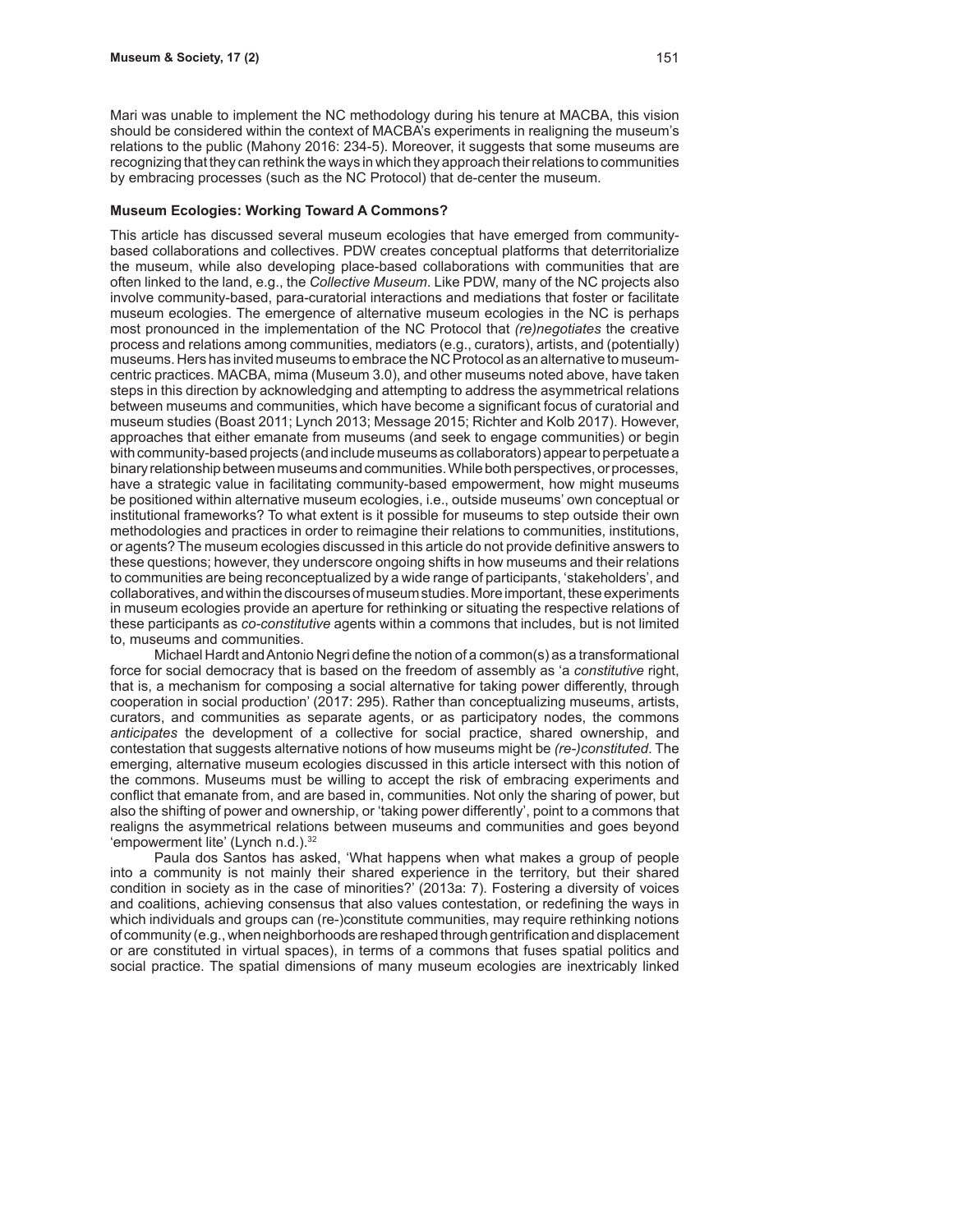Mari was unable to implement the NC methodology during his tenure at MACBA, this vision should be considered within the context of MACBA's experiments in realigning the museum's relations to the public (Mahony 2016: 234-5). Moreover, it suggests that some museums are recognizing that they can rethink the ways in which they approach their relations to communities by embracing processes (such as the NC Protocol) that de-center the museum.

**Museum Ecologies: Working Toward A Commons?**

This article has discussed several museum ecologies that have emerged from community-based collaborations and collectives. PDW creates conceptual platforms that deterritorialize the museum, while also developing place-based collaborations with communities that are often linked to the land, e.g., the *Collective Museum*. Like PDW, many of the NC projects also involve community-based, para-curatorial interactions and mediations that foster or facilitate museum ecologies. The emergence of alternative museum ecologies in the NC is perhaps most pronounced in the implementation of the NC Protocol that *(re)negotiates* the creative process and relations among communities, mediators (e.g., curators), artists, and (potentially) museums. Hers has invited museums to embrace the NC Protocol as an alternative to museum-centric practices. MACBA, mima (Museum 3.0), and other museums noted above, have taken steps in this direction by acknowledging and attempting to address the asymmetrical relations between museums and communities, which have become a significant focus of curatorial and museum studies (Boast 2011; Lynch 2013; Message 2015; Richter and Kolb 2017). However, approaches that either emanate from museums (and seek to engage communities) or begin with community-based projects (and include museums as collaborators) appear to perpetuate a binary relationship between museums and communities. While both perspectives, or processes, have a strategic value in facilitating community-based empowerment, how might museums be positioned within alternative museum ecologies, i.e., outside museums' own conceptual or institutional frameworks? To what extent is it possible for museums to step outside their own methodologies and practices in order to reimagine their relations to communities, institutions, or agents? The museum ecologies discussed in this article do not provide definitive answers to these questions; however, they underscore ongoing shifts in how museums and their relations to communities are being reconceptualized by a wide range of participants, 'stakeholders', and collaboratives, and within the discourses of museum studies. More important, these experiments in museum ecologies provide an aperture for rethinking or situating the respective relations of these participants as *co-constitutive* agents within a commons that includes, but is not limited to, museums and communities.

Michael Hardt and Antonio Negri define the notion of a common(s) as a transformational force for social democracy that is based on the freedom of assembly as 'a *constitutive* right, that is, a mechanism for composing a social alternative for taking power differently, through cooperation in social production' (2017: 295). Rather than conceptualizing museums, artists, curators, and communities as separate agents, or as participatory nodes, the commons *anticipates* the development of a collective for social practice, shared ownership, and contestation that suggests alternative notions of how museums might be *(re-)constituted*. The emerging, alternative museum ecologies discussed in this article intersect with this notion of the commons. Museums must be willing to accept the risk of embracing experiments and conflict that emanate from, and are based in, communities. Not only the sharing of power, but also the shifting of power and ownership, or 'taking power differently', point to a commons that realigns the asymmetrical relations between museums and communities and goes beyond 'empowerment lite' (Lynch n.d.).[32]

Paula dos Santos has asked, 'What happens when what makes a group of people into a community is not mainly their shared experience in the territory, but their shared condition in society as in the case of minorities?' (2013a: 7). Fostering a diversity of voices and coalitions, achieving consensus that also values contestation, or redefining the ways in which individuals and groups can (re-)constitute communities, may require rethinking notions of community (e.g., when neighborhoods are reshaped through gentrification and displacement or are constituted in virtual spaces), in terms of a commons that fuses spatial politics and social practice. The spatial dimensions of many museum ecologies are inextricably linked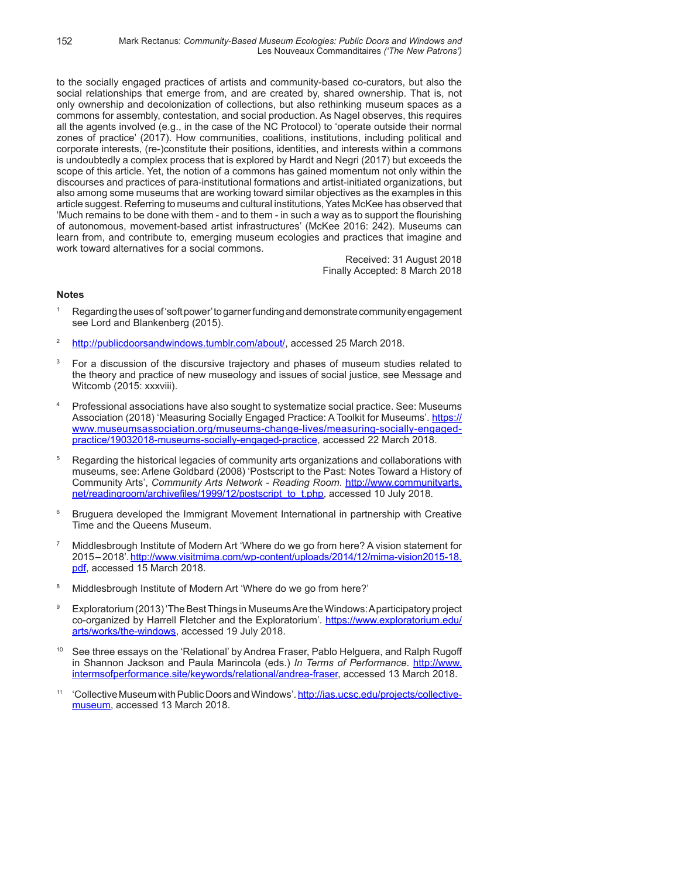to the socially engaged practices of artists and community-based co-curators, but also the social relationships that emerge from, and are created by, shared ownership. That is, not only ownership and decolonization of collections, but also rethinking museum spaces as a commons for assembly, contestation, and social production. As Nagel observes, this requires all the agents involved (e.g., in the case of the NC Protocol) to 'operate outside their normal zones of practice' (2017). How communities, coalitions, institutions, including political and corporate interests, (re-)constitute their positions, identities, and interests within a commons is undoubtedly a complex process that is explored by Hardt and Negri (2017) but exceeds the scope of this article. Yet, the notion of a commons has gained momentum not only within the discourses and practices of para-institutional formations and artist-initiated organizations, but also among some museums that are working toward similar objectives as the examples in this article suggest. Referring to museums and cultural institutions, Yates McKee has observed that 'Much remains to be done with them - and to them - in such a way as to support the flourishing of autonomous, movement-based artist infrastructures' (McKee 2016: 242). Museums can learn from, and contribute to, emerging museum ecologies and practices that imagine and work toward alternatives for a social commons.

Received: 31 August 2018
Finally Accepted: 8 March 2018

## Notes

1. Regarding the uses of 'soft power' to garner funding and demonstrate community engagement see Lord and Blankenberg (2015).

2. http://publicdoorsandwindows.tumblr.com/about/, accessed 25 March 2018.

3. For a discussion of the discursive trajectory and phases of museum studies related to the theory and practice of new museology and issues of social justice, see Message and Witcomb (2015: xxxviii).

4. Professional associations have also sought to systematize social practice. See: Museums Association (2018) 'Measuring Socially Engaged Practice: A Toolkit for Museums'. https://www.museumsassociation.org/museums-change-lives/measuring-socially-engaged-practice/19032018-museums-socially-engaged-practice, accessed 22 March 2018.

5. Regarding the historical legacies of community arts organizations and collaborations with museums, see: Arlene Goldbard (2008) 'Postscript to the Past: Notes Toward a History of Community Arts', *Community Arts Network - Reading Room*. http://www.communityarts.net/readingroom/archivefiles/1999/12/postscript_to_t.php, accessed 10 July 2018.

6. Bruguera developed the Immigrant Movement International in partnership with Creative Time and the Queens Museum.

7. Middlesbrough Institute of Modern Art 'Where do we go from here? A vision statement for 2015 – 2018'. http://www.visitmima.com/wp-content/uploads/2014/12/mima-vision2015-18.pdf, accessed 15 March 2018.

8. Middlesbrough Institute of Modern Art 'Where do we go from here?'

9. Exploratorium (2013) 'The Best Things in Museums Are the Windows: A participatory project co-organized by Harrell Fletcher and the Exploratorium'. https://www.exploratorium.edu/arts/works/the-windows, accessed 19 July 2018.

10. See three essays on the 'Relational' by Andrea Fraser, Pablo Helguera, and Ralph Rugoff in Shannon Jackson and Paula Marincola (eds.) *In Terms of Performance*. http://www.intermsofperformance.site/keywords/relational/andrea-fraser, accessed 13 March 2018.

11. 'Collective Museum with Public Doors and Windows'. http://ias.ucsc.edu/projects/collective-museum, accessed 13 March 2018.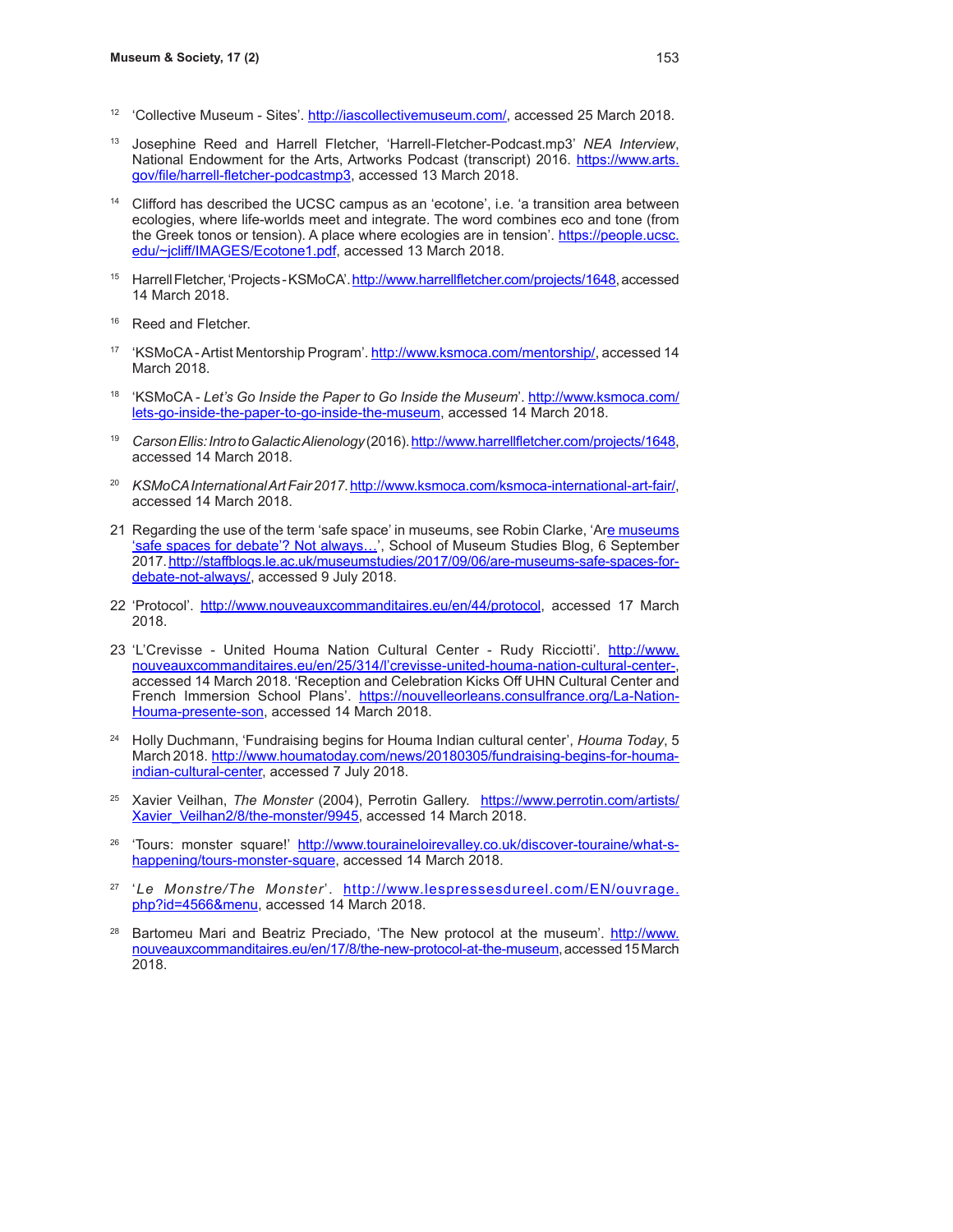[12] 'Collective Museum - Sites'. http://iascollectivemuseum.com/, accessed 25 March 2018.

[13] Josephine Reed and Harrell Fletcher, 'Harrell-Fletcher-Podcast.mp3' *NEA Interview*, National Endowment for the Arts, Artworks Podcast (transcript) 2016. https://www.arts.gov/file/harrell-fletcher-podcastmp3, accessed 13 March 2018.

[14] Clifford has described the UCSC campus as an 'ecotone', i.e. 'a transition area between ecologies, where life-worlds meet and integrate. The word combines eco and tone (from the Greek tonos or tension). A place where ecologies are in tension'. https://people.ucsc.edu/~jcliff/IMAGES/Ecotone1.pdf, accessed 13 March 2018.

[15] Harrell Fletcher, 'Projects - KSMoCA'. http://www.harrellfletcher.com/projects/1648, accessed 14 March 2018.

[16] Reed and Fletcher.

[17] 'KSMoCA - Artist Mentorship Program'. http://www.ksmoca.com/mentorship/, accessed 14 March 2018.

[18] 'KSMoCA - *Let's Go Inside the Paper to Go Inside the Museum*'. http://www.ksmoca.com/lets-go-inside-the-paper-to-go-inside-the-museum, accessed 14 March 2018.

[19] *Carson Ellis: Intro to Galactic Alienology* (2016). http://www.harrellfletcher.com/projects/1648, accessed 14 March 2018.

[20] *KSMoCA International Art Fair 2017*. http://www.ksmoca.com/ksmoca-international-art-fair/, accessed 14 March 2018.

21 Regarding the use of the term 'safe space' in museums, see Robin Clarke, 'Are museums 'safe spaces for debate'? Not always…', School of Museum Studies Blog, 6 September 2017. http://staffblogs.le.ac.uk/museumstudies/2017/09/06/are-museums-safe-spaces-for-debate-not-always/, accessed 9 July 2018.

22 'Protocol'. http://www.nouveauxcommanditaires.eu/en/44/protocol, accessed 17 March 2018.

23 'L'Crevisse - United Houma Nation Cultural Center - Rudy Ricciotti'. http://www.nouveauxcommanditaires.eu/en/25/314/l'crevisse-united-houma-nation-cultural-center-, accessed 14 March 2018. 'Reception and Celebration Kicks Off UHN Cultural Center and French Immersion School Plans'. https://nouvelleorleans.consulfrance.org/La-Nation-Houma-presente-son, accessed 14 March 2018.

[24] Holly Duchmann, 'Fundraising begins for Houma Indian cultural center', *Houma Today*, 5 March 2018. http://www.houmatoday.com/news/20180305/fundraising-begins-for-houma-indian-cultural-center, accessed 7 July 2018.

[25] Xavier Veilhan, *The Monster* (2004), Perrotin Gallery. https://www.perrotin.com/artists/Xavier_Veilhan2/8/the-monster/9945, accessed 14 March 2018.

[26] 'Tours: monster square!' http://www.touraineloirevalley.co.uk/discover-touraine/what-s-happening/tours-monster-square, accessed 14 March 2018.

[27] '*Le Monstre/The Monster*'. http://www.lespressesdureel.com/EN/ouvrage.php?id=4566&menu, accessed 14 March 2018.

[28] Bartomeu Mari and Beatriz Preciado, 'The New protocol at the museum'. http://www.nouveauxcommanditaires.eu/en/17/8/the-new-protocol-at-the-museum, accessed 15 March 2018.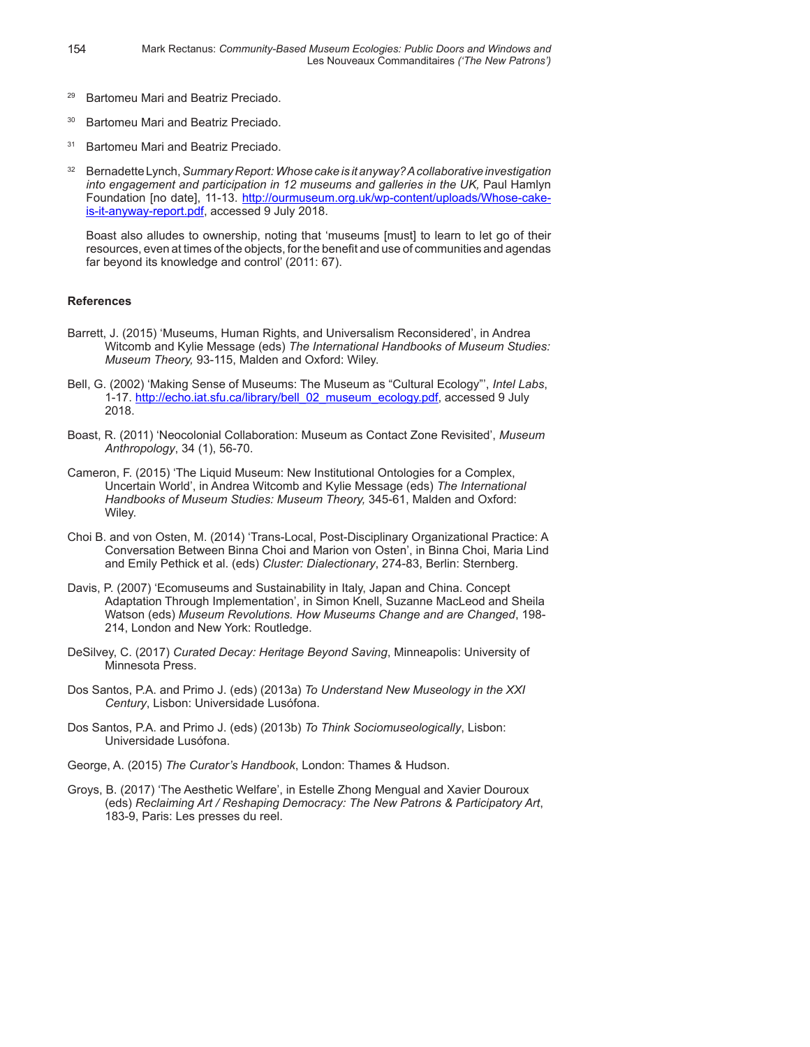[29] Bartomeu Mari and Beatriz Preciado.

[30] Bartomeu Mari and Beatriz Preciado.

[31] Bartomeu Mari and Beatriz Preciado.

[32] Bernadette Lynch, *Summary Report: Whose cake is it anyway? A collaborative investigation into engagement and participation in 12 museums and galleries in the UK,* Paul Hamlyn Foundation [no date], 11-13. http://ourmuseum.org.uk/wp-content/uploads/Whose-cake-is-it-anyway-report.pdf, accessed 9 July 2018.

Boast also alludes to ownership, noting that 'museums [must] to learn to let go of their resources, even at times of the objects, for the benefit and use of communities and agendas far beyond its knowledge and control' (2011: 67).

**References**

Barrett, J. (2015) 'Museums, Human Rights, and Universalism Reconsidered', in Andrea Witcomb and Kylie Message (eds) *The International Handbooks of Museum Studies: Museum Theory,* 93-115, Malden and Oxford: Wiley.

Bell, G. (2002) 'Making Sense of Museums: The Museum as "Cultural Ecology"', *Intel Labs*, 1-17. http://echo.iat.sfu.ca/library/bell_02_museum_ecology.pdf, accessed 9 July 2018.

Boast, R. (2011) 'Neocolonial Collaboration: Museum as Contact Zone Revisited', *Museum Anthropology*, 34 (1), 56-70.

Cameron, F. (2015) 'The Liquid Museum: New Institutional Ontologies for a Complex, Uncertain World', in Andrea Witcomb and Kylie Message (eds) *The International Handbooks of Museum Studies: Museum Theory,* 345-61, Malden and Oxford: Wiley.

Choi B. and von Osten, M. (2014) 'Trans-Local, Post-Disciplinary Organizational Practice: A Conversation Between Binna Choi and Marion von Osten', in Binna Choi, Maria Lind and Emily Pethick et al. (eds) *Cluster: Dialectionary*, 274-83, Berlin: Sternberg.

Davis, P. (2007) 'Ecomuseums and Sustainability in Italy, Japan and China. Concept Adaptation Through Implementation', in Simon Knell, Suzanne MacLeod and Sheila Watson (eds) *Museum Revolutions. How Museums Change and are Changed*, 198-214, London and New York: Routledge.

DeSilvey, C. (2017) *Curated Decay: Heritage Beyond Saving*, Minneapolis: University of Minnesota Press.

Dos Santos, P.A. and Primo J. (eds) (2013a) *To Understand New Museology in the XXI Century*, Lisbon: Universidade Lusófona.

Dos Santos, P.A. and Primo J. (eds) (2013b) *To Think Sociomuseologically*, Lisbon: Universidade Lusófona.

George, A. (2015) *The Curator's Handbook*, London: Thames & Hudson.

Groys, B. (2017) 'The Aesthetic Welfare', in Estelle Zhong Mengual and Xavier Douroux (eds) *Reclaiming Art / Reshaping Democracy: The New Patrons & Participatory Art*, 183-9, Paris: Les presses du reel.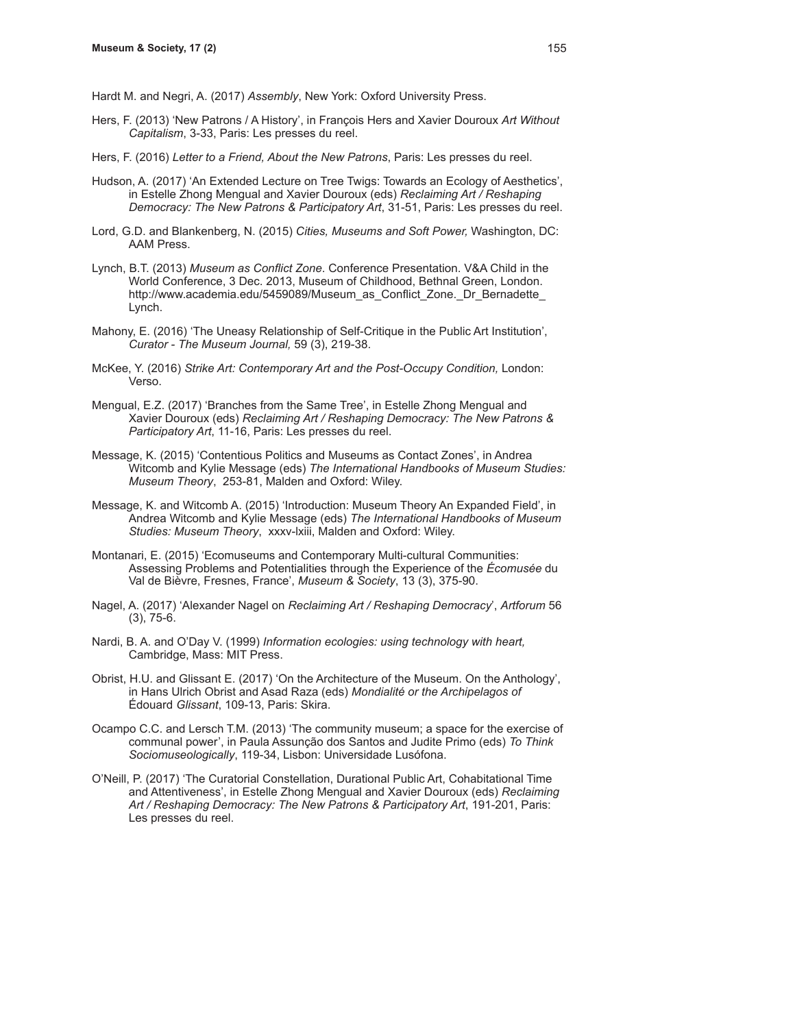Hardt M. and Negri, A. (2017) *Assembly*, New York: Oxford University Press.

Hers, F. (2013) 'New Patrons / A History', in François Hers and Xavier Douroux *Art Without Capitalism*, 3-33, Paris: Les presses du reel.

Hers, F. (2016) *Letter to a Friend, About the New Patrons*, Paris: Les presses du reel.

Hudson, A. (2017) 'An Extended Lecture on Tree Twigs: Towards an Ecology of Aesthetics', in Estelle Zhong Mengual and Xavier Douroux (eds) *Reclaiming Art / Reshaping Democracy: The New Patrons & Participatory Art*, 31-51, Paris: Les presses du reel.

Lord, G.D. and Blankenberg, N. (2015) *Cities, Museums and Soft Power,* Washington, DC: AAM Press.

Lynch, B.T. (2013) *Museum as Conflict Zone*. Conference Presentation. V&A Child in the World Conference, 3 Dec. 2013, Museum of Childhood, Bethnal Green, London. http://www.academia.edu/5459089/Museum_as_Conflict_Zone._Dr_Bernadette_Lynch.

Mahony, E. (2016) 'The Uneasy Relationship of Self-Critique in the Public Art Institution', *Curator - The Museum Journal,* 59 (3), 219-38.

McKee, Y. (2016) *Strike Art: Contemporary Art and the Post-Occupy Condition,* London: Verso.

Mengual, E.Z. (2017) 'Branches from the Same Tree', in Estelle Zhong Mengual and Xavier Douroux (eds) *Reclaiming Art / Reshaping Democracy: The New Patrons & Participatory Art*, 11-16, Paris: Les presses du reel.

Message, K. (2015) 'Contentious Politics and Museums as Contact Zones', in Andrea Witcomb and Kylie Message (eds) *The International Handbooks of Museum Studies: Museum Theory*, 253-81, Malden and Oxford: Wiley.

Message, K. and Witcomb A. (2015) 'Introduction: Museum Theory An Expanded Field', in Andrea Witcomb and Kylie Message (eds) *The International Handbooks of Museum Studies: Museum Theory*, xxxv-lxiii, Malden and Oxford: Wiley.

Montanari, E. (2015) 'Ecomuseums and Contemporary Multi-cultural Communities: Assessing Problems and Potentialities through the Experience of the *Écomusée* du Val de Bièvre, Fresnes, France', *Museum & Society*, 13 (3), 375-90.

Nagel, A. (2017) 'Alexander Nagel on *Reclaiming Art / Reshaping Democracy*', *Artforum* 56 (3), 75-6.

Nardi, B. A. and O'Day V. (1999) *Information ecologies: using technology with heart,* Cambridge, Mass: MIT Press.

Obrist, H.U. and Glissant E. (2017) 'On the Architecture of the Museum. On the Anthology', in Hans Ulrich Obrist and Asad Raza (eds) *Mondialité or the Archipelagos of* Édouard *Glissant*, 109-13, Paris: Skira.

Ocampo C.C. and Lersch T.M. (2013) 'The community museum; a space for the exercise of communal power', in Paula Assunção dos Santos and Judite Primo (eds) *To Think Sociomuseologically*, 119-34, Lisbon: Universidade Lusófona.

O'Neill, P. (2017) 'The Curatorial Constellation, Durational Public Art, Cohabitational Time and Attentiveness', in Estelle Zhong Mengual and Xavier Douroux (eds) *Reclaiming Art / Reshaping Democracy: The New Patrons & Participatory Art*, 191-201, Paris: Les presses du reel.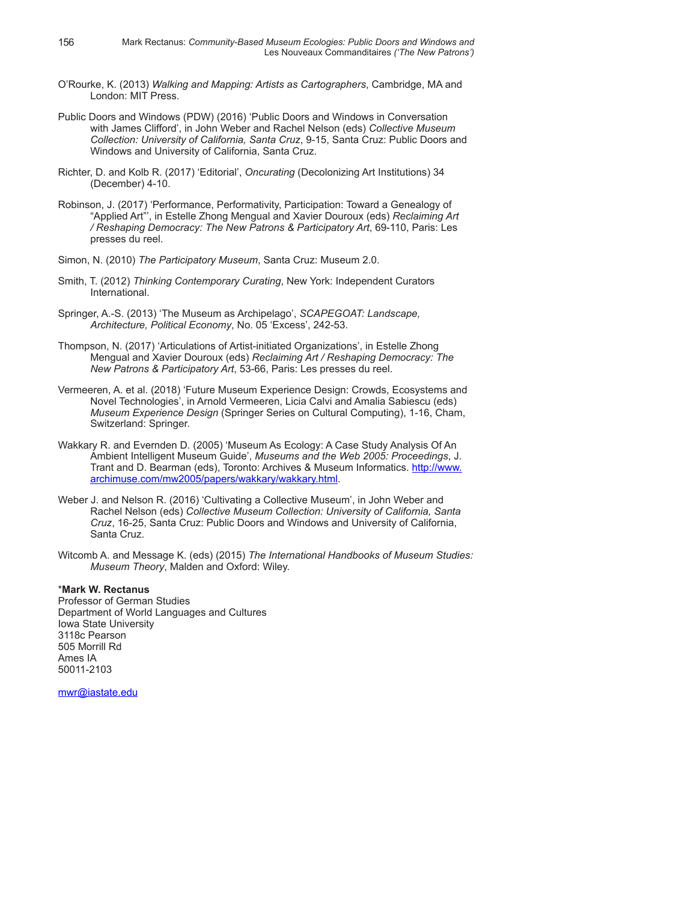O'Rourke, K. (2013) *Walking and Mapping: Artists as Cartographers*, Cambridge, MA and London: MIT Press.

Public Doors and Windows (PDW) (2016) 'Public Doors and Windows in Conversation with James Clifford', in John Weber and Rachel Nelson (eds) *Collective Museum Collection: University of California, Santa Cruz*, 9-15, Santa Cruz: Public Doors and Windows and University of California, Santa Cruz.

Richter, D. and Kolb R. (2017) 'Editorial', *Oncurating* (Decolonizing Art Institutions) 34 (December) 4-10.

Robinson, J. (2017) 'Performance, Performativity, Participation: Toward a Genealogy of "Applied Art"', in Estelle Zhong Mengual and Xavier Douroux (eds) *Reclaiming Art / Reshaping Democracy: The New Patrons & Participatory Art*, 69-110, Paris: Les presses du reel.

Simon, N. (2010) *The Participatory Museum*, Santa Cruz: Museum 2.0.

Smith, T. (2012) *Thinking Contemporary Curating*, New York: Independent Curators International.

Springer, A.-S. (2013) 'The Museum as Archipelago', *SCAPEGOAT: Landscape, Architecture, Political Economy*, No. 05 'Excess', 242-53.

Thompson, N. (2017) 'Articulations of Artist-initiated Organizations', in Estelle Zhong Mengual and Xavier Douroux (eds) *Reclaiming Art / Reshaping Democracy: The New Patrons & Participatory Art*, 53-66, Paris: Les presses du reel.

Vermeeren, A. et al. (2018) 'Future Museum Experience Design: Crowds, Ecosystems and Novel Technologies', in Arnold Vermeeren, Licia Calvi and Amalia Sabiescu (eds) *Museum Experience Design* (Springer Series on Cultural Computing), 1-16, Cham, Switzerland: Springer.

Wakkary R. and Evernden D. (2005) 'Museum As Ecology: A Case Study Analysis Of An Ambient Intelligent Museum Guide', *Museums and the Web 2005: Proceedings*, J. Trant and D. Bearman (eds), Toronto: Archives & Museum Informatics. http://www.archimuse.com/mw2005/papers/wakkary/wakkary.html.

Weber J. and Nelson R. (2016) 'Cultivating a Collective Museum', in John Weber and Rachel Nelson (eds) *Collective Museum Collection: University of California, Santa Cruz*, 16-25, Santa Cruz: Public Doors and Windows and University of California, Santa Cruz.

Witcomb A. and Message K. (eds) (2015) *The International Handbooks of Museum Studies: Museum Theory*, Malden and Oxford: Wiley.

*__Mark W. Rectanus__
Professor of German Studies
Department of World Languages and Cultures
Iowa State University
3118c Pearson
505 Morrill Rd
Ames IA
50011-2103

mwr@iastate.edu